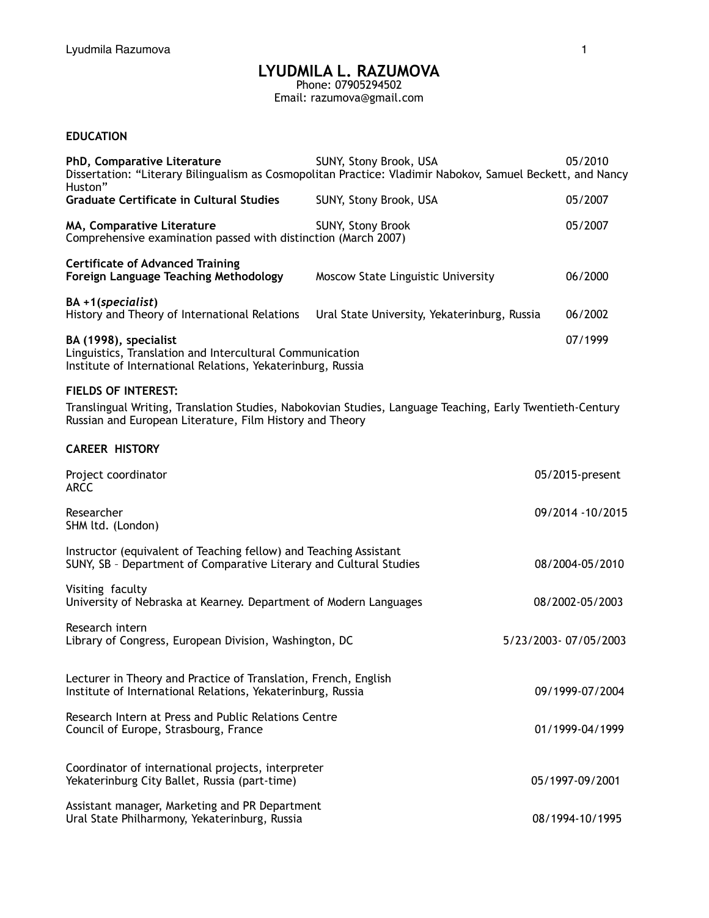# LYUDMILA L. RAZUMOVA

Phone: 07905294502
Email: razumova@gmail.com

## EDUCATION

**PhD, Comparative Literature** — SUNY, Stony Brook, USA — 05/2010
Dissertation: "Literary Bilingualism as Cosmopolitan Practice: Vladimir Nabokov, Samuel Beckett, and Nancy Huston"

**Graduate Certificate in Cultural Studies** — SUNY, Stony Brook, USA — 05/2007

**MA, Comparative Literature** — SUNY, Stony Brook — 05/2007
Comprehensive examination passed with distinction (March 2007)

**Certificate of Advanced Training**
**Foreign Language Teaching Methodology** — Moscow State Linguistic University — 06/2000

**BA +1(*specialist*)**
History and Theory of International Relations — Ural State University, Yekaterinburg, Russia — 06/2002

**BA (1998), specialist** — 07/1999
Linguistics, Translation and Intercultural Communication
Institute of International Relations, Yekaterinburg, Russia

## FIELDS OF INTEREST:

Translingual Writing, Translation Studies, Nabokovian Studies, Language Teaching, Early Twentieth-Century Russian and European Literature, Film History and Theory

## CAREER HISTORY

Project coordinator — 05/2015-present
ARCC

Researcher — 09/2014 -10/2015
SHM ltd. (London)

Instructor (equivalent of Teaching fellow) and Teaching Assistant
SUNY, SB – Department of Comparative Literary and Cultural Studies — 08/2004-05/2010

Visiting faculty
University of Nebraska at Kearney. Department of Modern Languages — 08/2002-05/2003

Research intern
Library of Congress, European Division, Washington, DC — 5/23/2003- 07/05/2003

Lecturer in Theory and Practice of Translation, French, English
Institute of International Relations, Yekaterinburg, Russia — 09/1999-07/2004

Research Intern at Press and Public Relations Centre
Council of Europe, Strasbourg, France — 01/1999-04/1999

Coordinator of international projects, interpreter
Yekaterinburg City Ballet, Russia (part-time) — 05/1997-09/2001

Assistant manager, Marketing and PR Department
Ural State Philharmony, Yekaterinburg, Russia — 08/1994-10/1995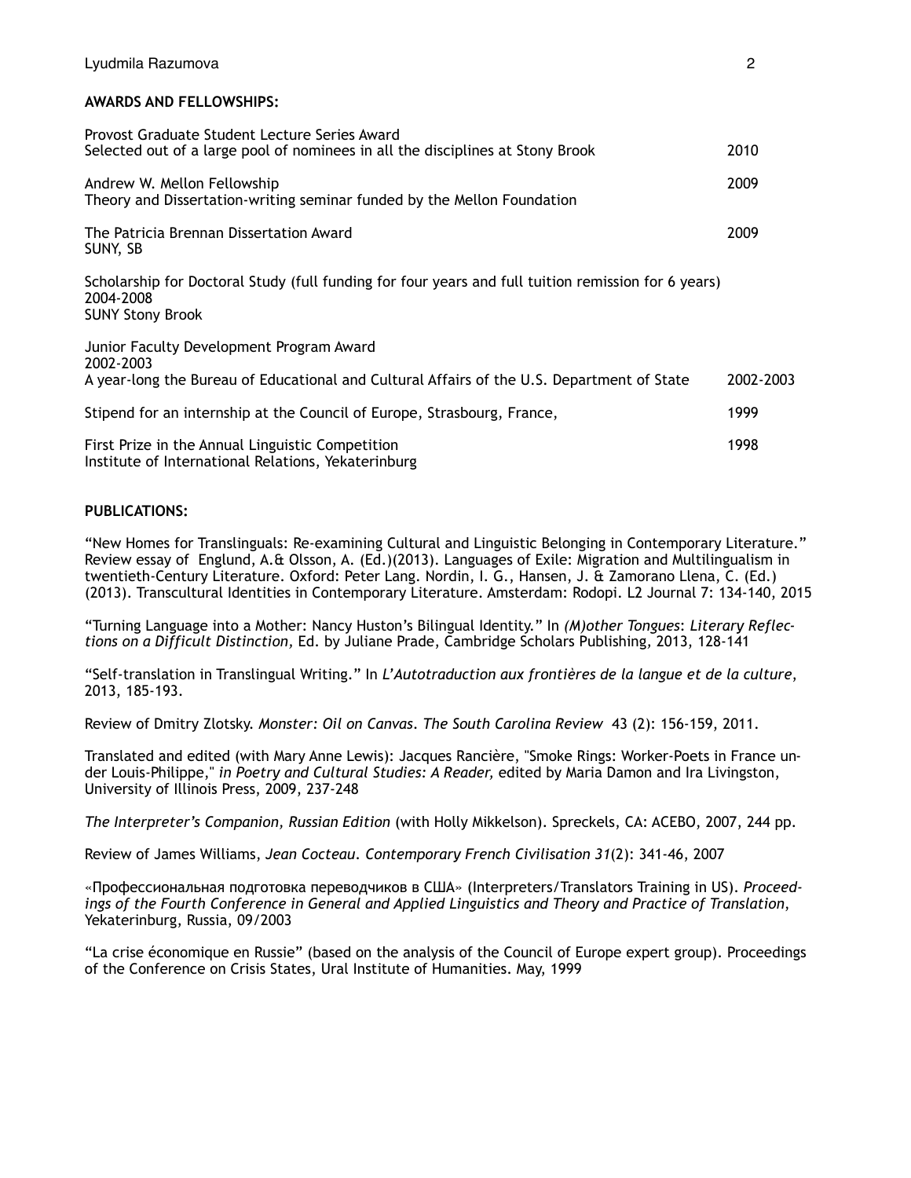**AWARDS AND FELLOWSHIPS:**

Provost Graduate Student Lecture Series Award
Selected out of a large pool of nominees in all the disciplines at Stony Brook 2010

Andrew W. Mellon Fellowship 2009
Theory and Dissertation-writing seminar funded by the Mellon Foundation

The Patricia Brennan Dissertation Award 2009
SUNY, SB

Scholarship for Doctoral Study (full funding for four years and full tuition remission for 6 years)
2004-2008
SUNY Stony Brook

Junior Faculty Development Program Award
2002-2003
A year-long the Bureau of Educational and Cultural Affairs of the U.S. Department of State 2002-2003

Stipend for an internship at the Council of Europe, Strasbourg, France, 1999

First Prize in the Annual Linguistic Competition 1998
Institute of International Relations, Yekaterinburg

**PUBLICATIONS:**

"New Homes for Translinguals: Re-examining Cultural and Linguistic Belonging in Contemporary Literature." Review essay of Englund, A.& Olsson, A. (Ed.)(2013). Languages of Exile: Migration and Multilingualism in twentieth-Century Literature. Oxford: Peter Lang. Nordin, I. G., Hansen, J. & Zamorano Llena, C. (Ed.) (2013). Transcultural Identities in Contemporary Literature. Amsterdam: Rodopi. L2 Journal 7: 134-140, 2015

"Turning Language into a Mother: Nancy Huston's Bilingual Identity." In *(M)other Tongues*: *Literary Reflections on a Difficult Distinction,* Ed. by Juliane Prade, Cambridge Scholars Publishing, 2013, 128-141

"Self-translation in Translingual Writing." In *L'Autotraduction aux frontières de la langue et de la culture*, 2013, 185-193.

Review of Dmitry Zlotsky. *Monster: Oil on Canvas*. *The South Carolina Review* 43 (2): 156-159, 2011.

Translated and edited (with Mary Anne Lewis): Jacques Rancière, "Smoke Rings: Worker-Poets in France under Louis-Philippe," *in Poetry and Cultural Studies: A Reader,* edited by Maria Damon and Ira Livingston, University of Illinois Press, 2009, 237-248

*The Interpreter's Companion, Russian Edition* (with Holly Mikkelson). Spreckels, CA: ACEBO, 2007, 244 pp.

Review of James Williams, *Jean Cocteau*. *Contemporary French Civilisation 31*(2): 341-46, 2007

«Профессиональная подготовка переводчиков в США» (Interpreters/Translators Training in US). *Proceedings of the Fourth Conference in General and Applied Linguistics and Theory and Practice of Translation*, Yekaterinburg, Russia, 09/2003

"La crise économique en Russie" (based on the analysis of the Council of Europe expert group). Proceedings of the Conference on Crisis States, Ural Institute of Humanities. May, 1999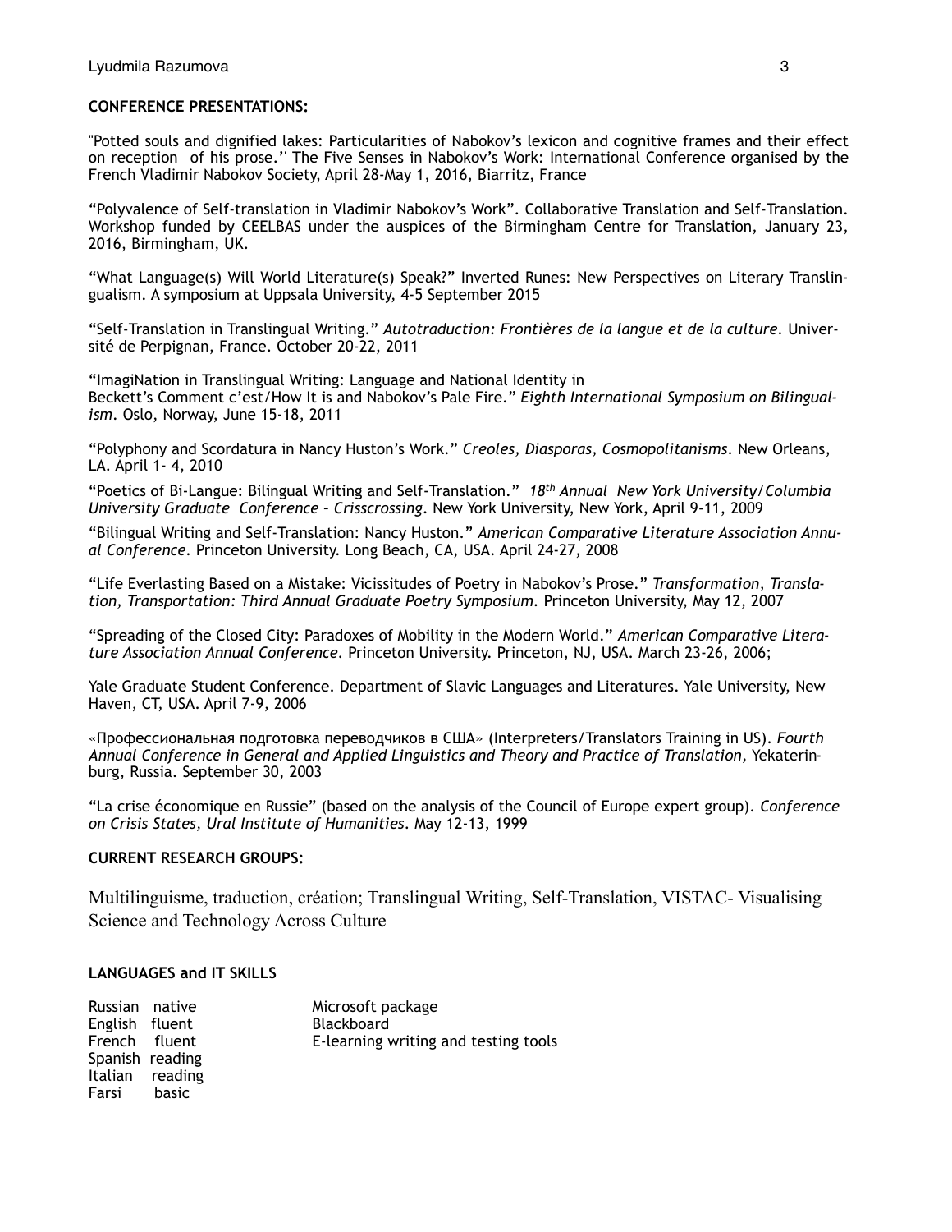**CONFERENCE PRESENTATIONS:**

"Potted souls and dignified lakes: Particularities of Nabokov's lexicon and cognitive frames and their effect on reception of his prose.'' The Five Senses in Nabokov's Work: International Conference organised by the French Vladimir Nabokov Society, April 28-May 1, 2016, Biarritz, France

"Polyvalence of Self-translation in Vladimir Nabokov's Work". Collaborative Translation and Self-Translation. Workshop funded by CEELBAS under the auspices of the Birmingham Centre for Translation, January 23, 2016, Birmingham, UK.

"What Language(s) Will World Literature(s) Speak?" Inverted Runes: New Perspectives on Literary Translingualism. A symposium at Uppsala University, 4-5 September 2015

"Self-Translation in Translingual Writing." *Autotraduction: Frontières de la langue et de la culture*. Université de Perpignan, France. October 20-22, 2011

"ImagiNation in Translingual Writing: Language and National Identity in Beckett's Comment c'est/How It is and Nabokov's Pale Fire." *Eighth International Symposium on Bilingualism*. Oslo, Norway, June 15-18, 2011

"Polyphony and Scordatura in Nancy Huston's Work." *Creoles, Diasporas, Cosmopolitanisms*. New Orleans, LA. April 1- 4, 2010

"Poetics of Bi-Langue: Bilingual Writing and Self-Translation." *18th Annual New York University/Columbia University Graduate Conference – Crisscrossing*. New York University, New York, April 9-11, 2009

"Bilingual Writing and Self-Translation: Nancy Huston." *American Comparative Literature Association Annual Conference*. Princeton University. Long Beach, CA, USA. April 24-27, 2008

"Life Everlasting Based on a Mistake: Vicissitudes of Poetry in Nabokov's Prose." *Transformation, Translation, Transportation: Third Annual Graduate Poetry Symposium*. Princeton University, May 12, 2007

"Spreading of the Closed City: Paradoxes of Mobility in the Modern World." *American Comparative Literature Association Annual Conference*. Princeton University. Princeton, NJ, USA. March 23-26, 2006;

Yale Graduate Student Conference. Department of Slavic Languages and Literatures. Yale University, New Haven, CT, USA. April 7-9, 2006

«Профессиональная подготовка переводчиков в США» (Interpreters/Translators Training in US). *Fourth Annual Conference in General and Applied Linguistics and Theory and Practice of Translation,* Yekaterinburg, Russia. September 30, 2003

"La crise économique en Russie" (based on the analysis of the Council of Europe expert group). *Conference on Crisis States, Ural Institute of Humanities*. May 12-13, 1999

**CURRENT RESEARCH GROUPS:**

Multilinguisme, traduction, création; Translingual Writing, Self-Translation, VISTAC- Visualising Science and Technology Across Culture

**LANGUAGES and IT SKILLS**

| Languages | | IT Skills |
|---|---|---|
| Russian | native | Microsoft package |
| English | fluent | Blackboard |
| French | fluent | E-learning writing and testing tools |
| Spanish | reading | |
| Italian | reading | |
| Farsi | basic | |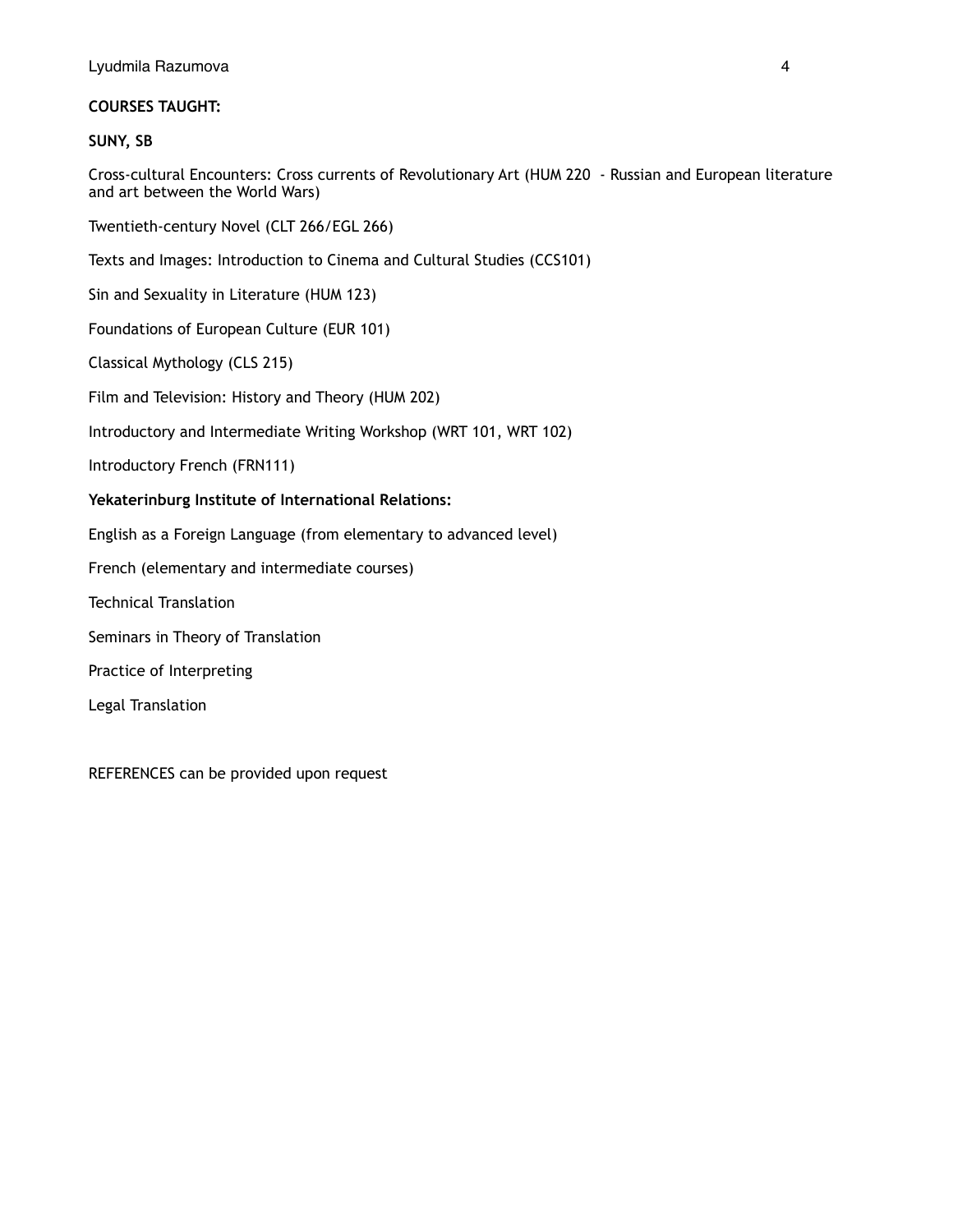**COURSES TAUGHT:**

**SUNY, SB**

Cross-cultural Encounters: Cross currents of Revolutionary Art (HUM 220 - Russian and European literature and art between the World Wars)

Twentieth-century Novel (CLT 266/EGL 266)

Texts and Images: Introduction to Cinema and Cultural Studies (CCS101)

Sin and Sexuality in Literature (HUM 123)

Foundations of European Culture (EUR 101)

Classical Mythology (CLS 215)

Film and Television: History and Theory (HUM 202)

Introductory and Intermediate Writing Workshop (WRT 101, WRT 102)

Introductory French (FRN111)

**Yekaterinburg Institute of International Relations:**

English as a Foreign Language (from elementary to advanced level)

French (elementary and intermediate courses)

Technical Translation

Seminars in Theory of Translation

Practice of Interpreting

Legal Translation

REFERENCES can be provided upon request